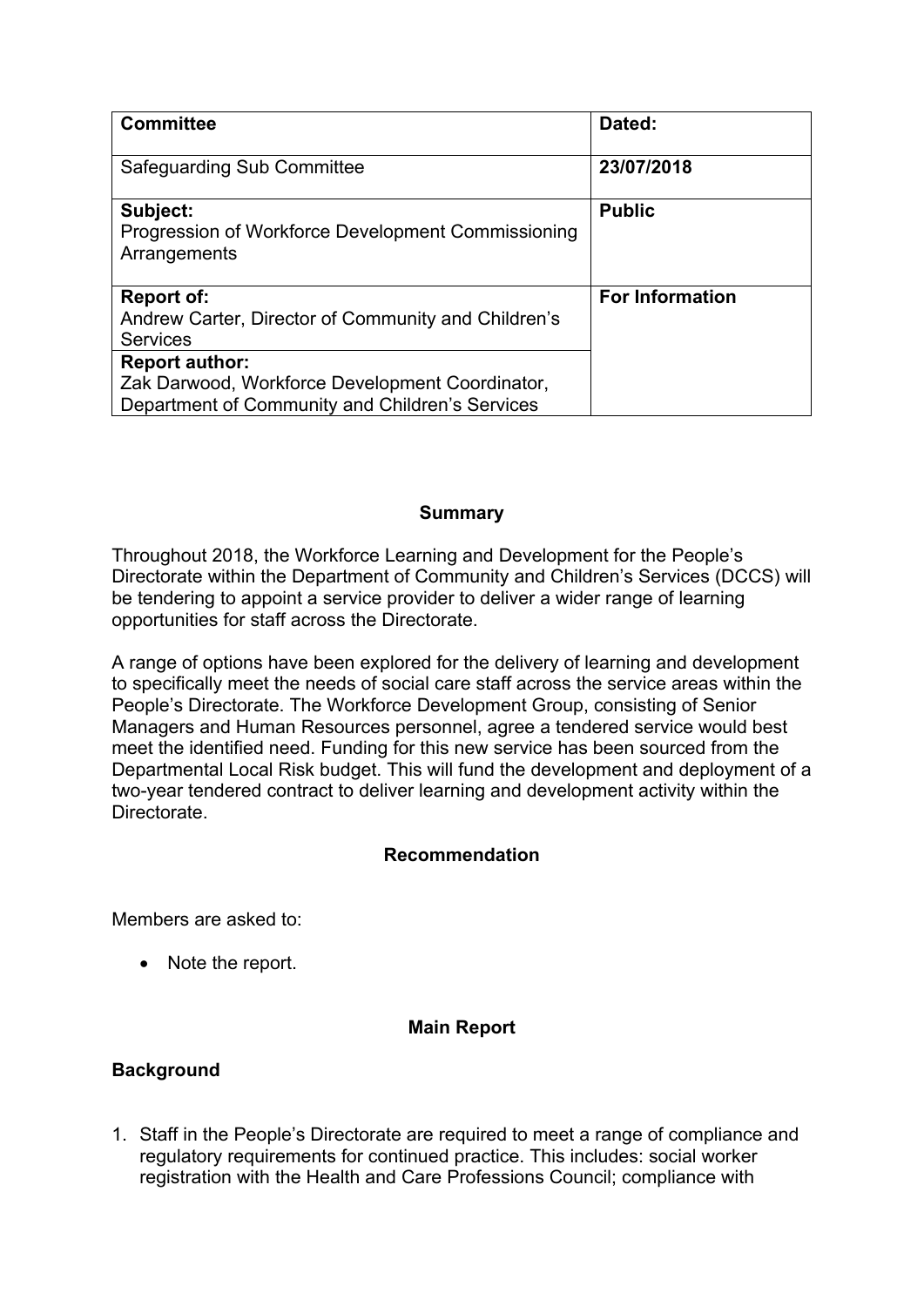| Committee | Dated: |
|---|---|
| Safeguarding Sub Committee | **23/07/2018** |
| **Subject:**<br>Progression of Workforce Development Commissioning Arrangements | **Public** |
| **Report of:**<br>Andrew Carter, Director of Community and Children's Services | **For Information** |
| **Report author:**<br>Zak Darwood, Workforce Development Coordinator, Department of Community and Children's Services | |

## Summary

Throughout 2018, the Workforce Learning and Development for the People's Directorate within the Department of Community and Children's Services (DCCS) will be tendering to appoint a service provider to deliver a wider range of learning opportunities for staff across the Directorate.

A range of options have been explored for the delivery of learning and development to specifically meet the needs of social care staff across the service areas within the People's Directorate. The Workforce Development Group, consisting of Senior Managers and Human Resources personnel, agree a tendered service would best meet the identified need. Funding for this new service has been sourced from the Departmental Local Risk budget. This will fund the development and deployment of a two-year tendered contract to deliver learning and development activity within the Directorate.

## Recommendation

Members are asked to:

- Note the report.

## Main Report

### Background

1. Staff in the People's Directorate are required to meet a range of compliance and regulatory requirements for continued practice. This includes: social worker registration with the Health and Care Professions Council; compliance with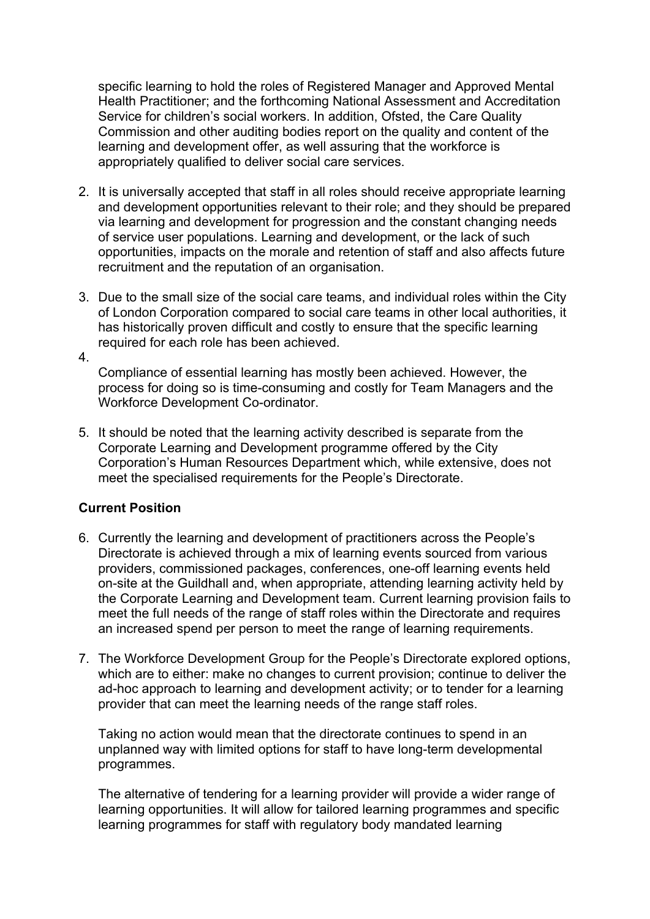specific learning to hold the roles of Registered Manager and Approved Mental Health Practitioner; and the forthcoming National Assessment and Accreditation Service for children's social workers. In addition, Ofsted, the Care Quality Commission and other auditing bodies report on the quality and content of the learning and development offer, as well assuring that the workforce is appropriately qualified to deliver social care services.

2. It is universally accepted that staff in all roles should receive appropriate learning and development opportunities relevant to their role; and they should be prepared via learning and development for progression and the constant changing needs of service user populations. Learning and development, or the lack of such opportunities, impacts on the morale and retention of staff and also affects future recruitment and the reputation of an organisation.

3. Due to the small size of the social care teams, and individual roles within the City of London Corporation compared to social care teams in other local authorities, it has historically proven difficult and costly to ensure that the specific learning required for each role has been achieved.

4. Compliance of essential learning has mostly been achieved. However, the process for doing so is time-consuming and costly for Team Managers and the Workforce Development Co-ordinator.

5. It should be noted that the learning activity described is separate from the Corporate Learning and Development programme offered by the City Corporation's Human Resources Department which, while extensive, does not meet the specialised requirements for the People's Directorate.

**Current Position**

6. Currently the learning and development of practitioners across the People's Directorate is achieved through a mix of learning events sourced from various providers, commissioned packages, conferences, one-off learning events held on-site at the Guildhall and, when appropriate, attending learning activity held by the Corporate Learning and Development team. Current learning provision fails to meet the full needs of the range of staff roles within the Directorate and requires an increased spend per person to meet the range of learning requirements.

7. The Workforce Development Group for the People's Directorate explored options, which are to either: make no changes to current provision; continue to deliver the ad-hoc approach to learning and development activity; or to tender for a learning provider that can meet the learning needs of the range staff roles.

   Taking no action would mean that the directorate continues to spend in an unplanned way with limited options for staff to have long-term developmental programmes.

   The alternative of tendering for a learning provider will provide a wider range of learning opportunities. It will allow for tailored learning programmes and specific learning programmes for staff with regulatory body mandated learning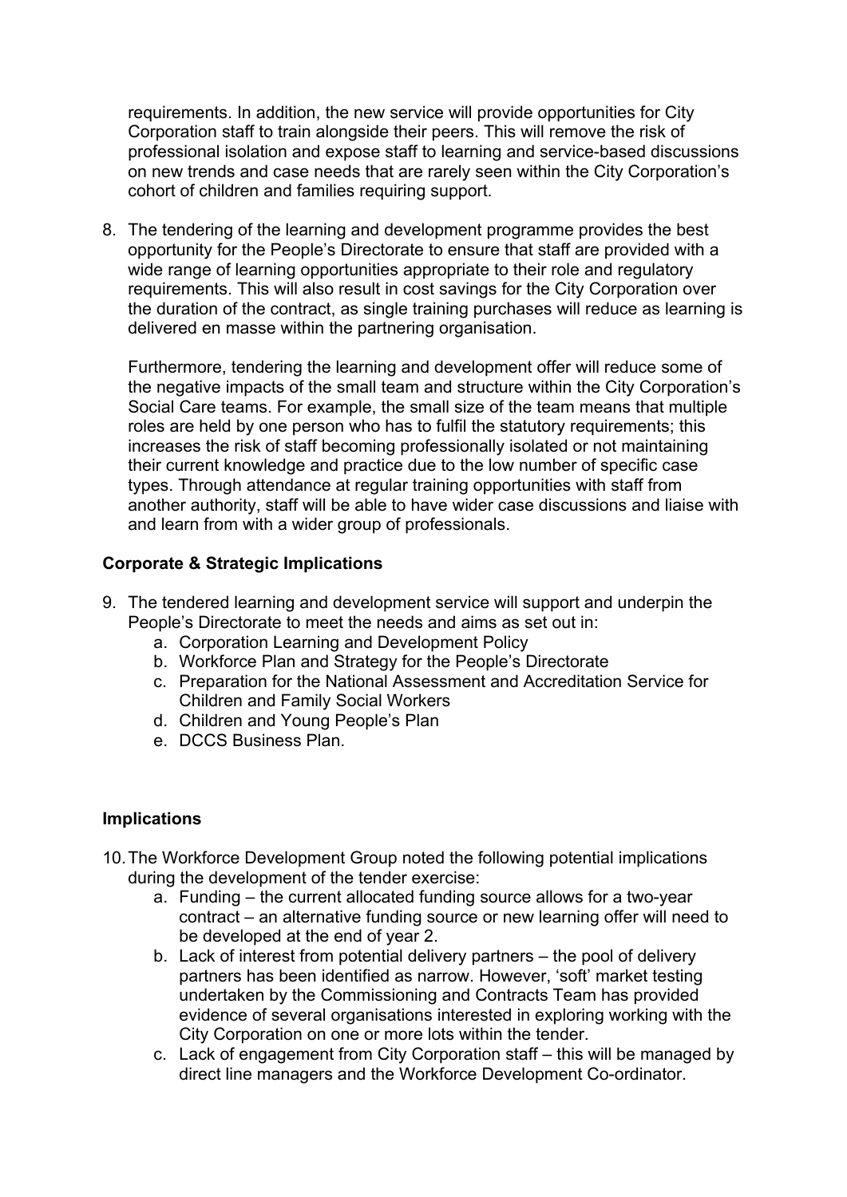requirements. In addition, the new service will provide opportunities for City Corporation staff to train alongside their peers. This will remove the risk of professional isolation and expose staff to learning and service-based discussions on new trends and case needs that are rarely seen within the City Corporation's cohort of children and families requiring support.

8. The tendering of the learning and development programme provides the best opportunity for the People's Directorate to ensure that staff are provided with a wide range of learning opportunities appropriate to their role and regulatory requirements. This will also result in cost savings for the City Corporation over the duration of the contract, as single training purchases will reduce as learning is delivered en masse within the partnering organisation.

   Furthermore, tendering the learning and development offer will reduce some of the negative impacts of the small team and structure within the City Corporation's Social Care teams. For example, the small size of the team means that multiple roles are held by one person who has to fulfil the statutory requirements; this increases the risk of staff becoming professionally isolated or not maintaining their current knowledge and practice due to the low number of specific case types. Through attendance at regular training opportunities with staff from another authority, staff will be able to have wider case discussions and liaise with and learn from with a wider group of professionals.

**Corporate & Strategic Implications**

9. The tendered learning and development service will support and underpin the People's Directorate to meet the needs and aims as set out in:
   a. Corporation Learning and Development Policy
   b. Workforce Plan and Strategy for the People's Directorate
   c. Preparation for the National Assessment and Accreditation Service for Children and Family Social Workers
   d. Children and Young People's Plan
   e. DCCS Business Plan.

**Implications**

10. The Workforce Development Group noted the following potential implications during the development of the tender exercise:
    a. Funding – the current allocated funding source allows for a two-year contract – an alternative funding source or new learning offer will need to be developed at the end of year 2.
    b. Lack of interest from potential delivery partners – the pool of delivery partners has been identified as narrow. However, 'soft' market testing undertaken by the Commissioning and Contracts Team has provided evidence of several organisations interested in exploring working with the City Corporation on one or more lots within the tender.
    c. Lack of engagement from City Corporation staff – this will be managed by direct line managers and the Workforce Development Co-ordinator.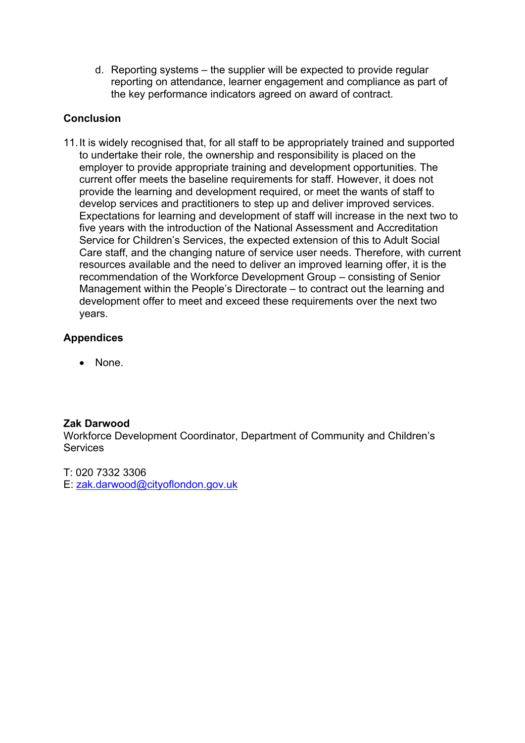d. Reporting systems – the supplier will be expected to provide regular reporting on attendance, learner engagement and compliance as part of the key performance indicators agreed on award of contract.

## Conclusion

11. It is widely recognised that, for all staff to be appropriately trained and supported to undertake their role, the ownership and responsibility is placed on the employer to provide appropriate training and development opportunities. The current offer meets the baseline requirements for staff. However, it does not provide the learning and development required, or meet the wants of staff to develop services and practitioners to step up and deliver improved services. Expectations for learning and development of staff will increase in the next two to five years with the introduction of the National Assessment and Accreditation Service for Children's Services, the expected extension of this to Adult Social Care staff, and the changing nature of service user needs. Therefore, with current resources available and the need to deliver an improved learning offer, it is the recommendation of the Workforce Development Group – consisting of Senior Management within the People's Directorate – to contract out the learning and development offer to meet and exceed these requirements over the next two years.

## Appendices

- None.

**Zak Darwood**
Workforce Development Coordinator, Department of Community and Children's Services

T: 020 7332 3306
E: zak.darwood@cityoflondon.gov.uk